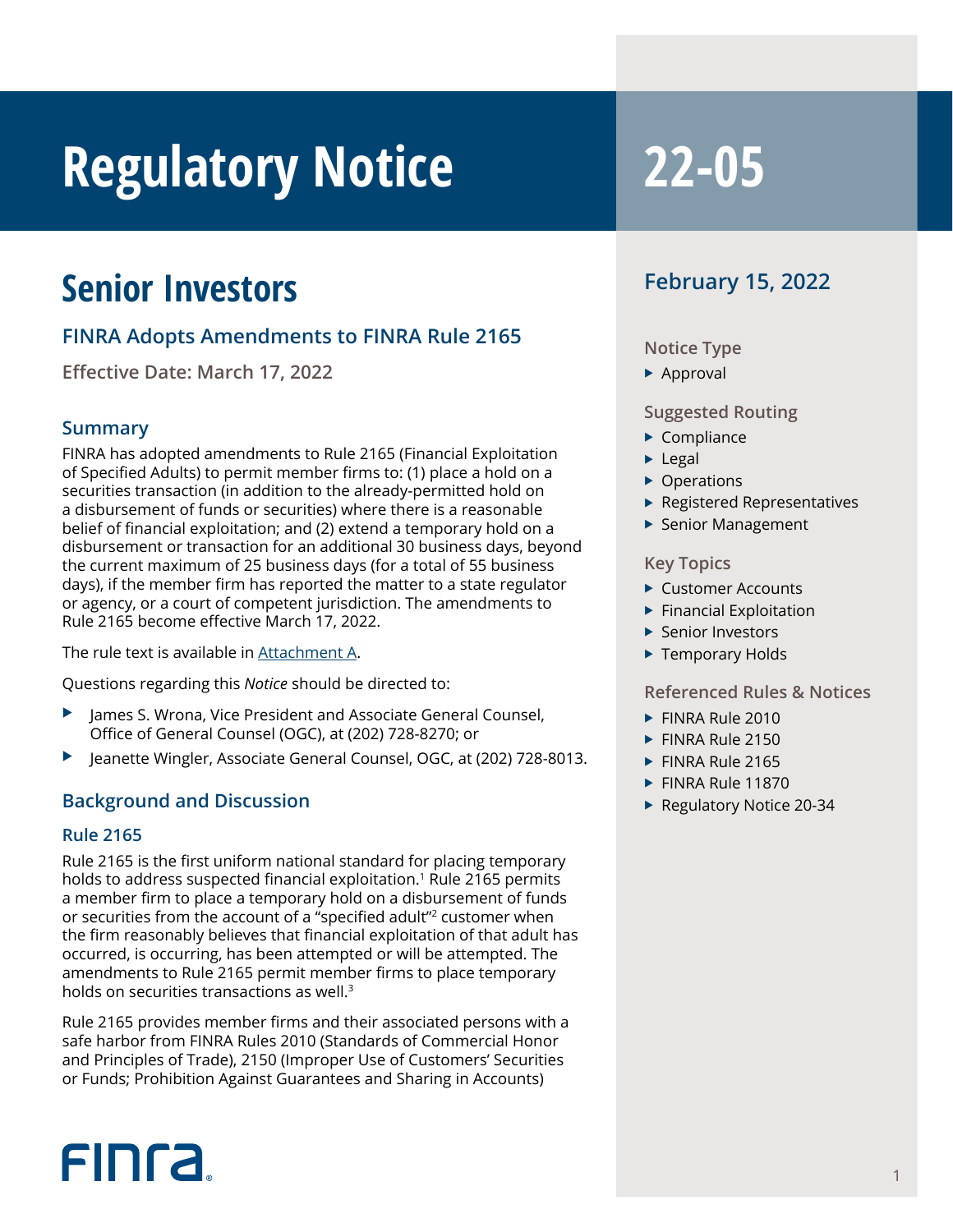# Regulatory Notice 22-05

## Senior Investors

### FINRA Adopts Amendments to FINRA Rule 2165

**Effective Date: March 17, 2022**

### Summary

FINRA has adopted amendments to Rule 2165 (Financial Exploitation of Specified Adults) to permit member firms to: (1) place a hold on a securities transaction (in addition to the already-permitted hold on a disbursement of funds or securities) where there is a reasonable belief of financial exploitation; and (2) extend a temporary hold on a disbursement or transaction for an additional 30 business days, beyond the current maximum of 25 business days (for a total of 55 business days), if the member firm has reported the matter to a state regulator or agency, or a court of competent jurisdiction. The amendments to Rule 2165 become effective March 17, 2022.

The rule text is available in Attachment A.

Questions regarding this *Notice* should be directed to:

- James S. Wrona, Vice President and Associate General Counsel, Office of General Counsel (OGC), at (202) 728-8270; or
- Jeanette Wingler, Associate General Counsel, OGC, at (202) 728-8013.

### Background and Discussion

#### Rule 2165

Rule 2165 is the first uniform national standard for placing temporary holds to address suspected financial exploitation.[1] Rule 2165 permits a member firm to place a temporary hold on a disbursement of funds or securities from the account of a "specified adult"[2] customer when the firm reasonably believes that financial exploitation of that adult has occurred, is occurring, has been attempted or will be attempted. The amendments to Rule 2165 permit member firms to place temporary holds on securities transactions as well.[3]

Rule 2165 provides member firms and their associated persons with a safe harbor from FINRA Rules 2010 (Standards of Commercial Honor and Principles of Trade), 2150 (Improper Use of Customers' Securities or Funds; Prohibition Against Guarantees and Sharing in Accounts)

**February 15, 2022**

**Notice Type**
- Approval

**Suggested Routing**
- Compliance
- Legal
- Operations
- Registered Representatives
- Senior Management

**Key Topics**
- Customer Accounts
- Financial Exploitation
- Senior Investors
- Temporary Holds

**Referenced Rules & Notices**
- FINRA Rule 2010
- FINRA Rule 2150
- FINRA Rule 2165
- FINRA Rule 11870
- Regulatory Notice 20-34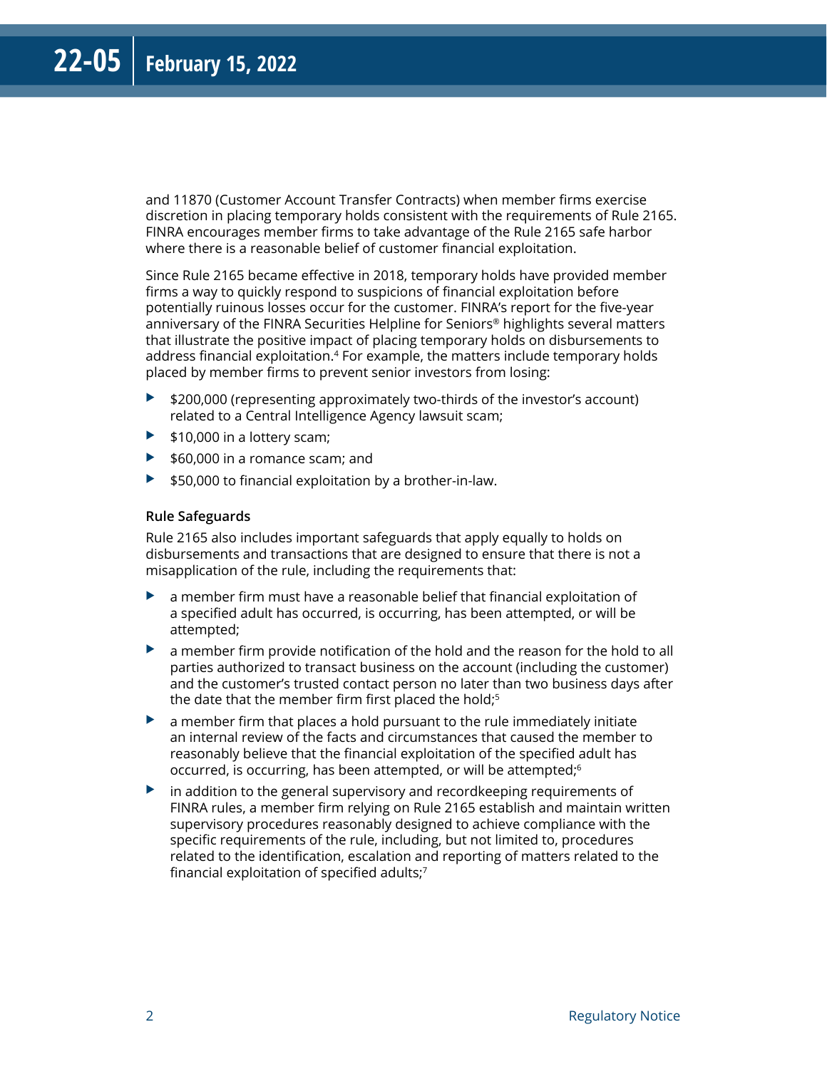and 11870 (Customer Account Transfer Contracts) when member firms exercise discretion in placing temporary holds consistent with the requirements of Rule 2165. FINRA encourages member firms to take advantage of the Rule 2165 safe harbor where there is a reasonable belief of customer financial exploitation.

Since Rule 2165 became effective in 2018, temporary holds have provided member firms a way to quickly respond to suspicions of financial exploitation before potentially ruinous losses occur for the customer. FINRA's report for the five-year anniversary of the FINRA Securities Helpline for Seniors® highlights several matters that illustrate the positive impact of placing temporary holds on disbursements to address financial exploitation.[4] For example, the matters include temporary holds placed by member firms to prevent senior investors from losing:

- $200,000 (representing approximately two-thirds of the investor's account) related to a Central Intelligence Agency lawsuit scam;
- $10,000 in a lottery scam;
- $60,000 in a romance scam; and
- $50,000 to financial exploitation by a brother-in-law.

**Rule Safeguards**

Rule 2165 also includes important safeguards that apply equally to holds on disbursements and transactions that are designed to ensure that there is not a misapplication of the rule, including the requirements that:

- a member firm must have a reasonable belief that financial exploitation of a specified adult has occurred, is occurring, has been attempted, or will be attempted;
- a member firm provide notification of the hold and the reason for the hold to all parties authorized to transact business on the account (including the customer) and the customer's trusted contact person no later than two business days after the date that the member firm first placed the hold;[5]
- a member firm that places a hold pursuant to the rule immediately initiate an internal review of the facts and circumstances that caused the member to reasonably believe that the financial exploitation of the specified adult has occurred, is occurring, has been attempted, or will be attempted;[6]
- in addition to the general supervisory and recordkeeping requirements of FINRA rules, a member firm relying on Rule 2165 establish and maintain written supervisory procedures reasonably designed to achieve compliance with the specific requirements of the rule, including, but not limited to, procedures related to the identification, escalation and reporting of matters related to the financial exploitation of specified adults;[7]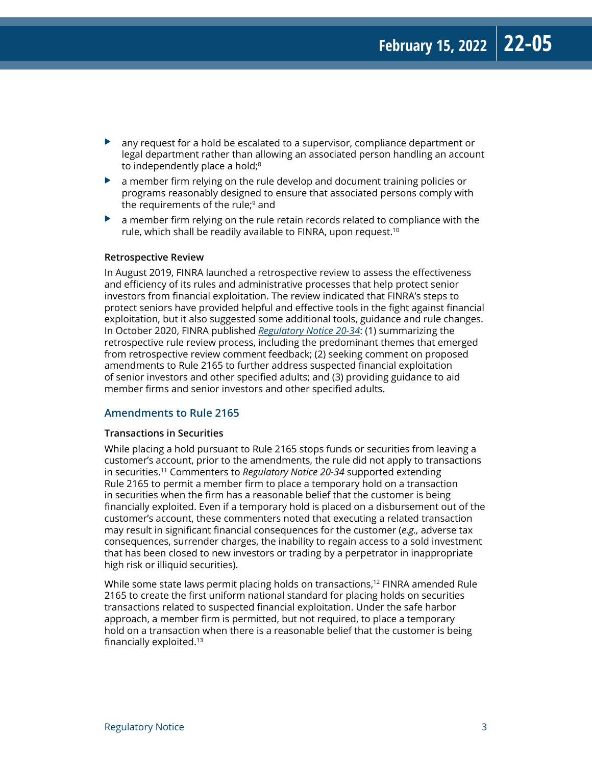- any request for a hold be escalated to a supervisor, compliance department or legal department rather than allowing an associated person handling an account to independently place a hold;[8]
- a member firm relying on the rule develop and document training policies or programs reasonably designed to ensure that associated persons comply with the requirements of the rule;[9] and
- a member firm relying on the rule retain records related to compliance with the rule, which shall be readily available to FINRA, upon request.[10]

**Retrospective Review**

In August 2019, FINRA launched a retrospective review to assess the effectiveness and efficiency of its rules and administrative processes that help protect senior investors from financial exploitation. The review indicated that FINRA's steps to protect seniors have provided helpful and effective tools in the fight against financial exploitation, but it also suggested some additional tools, guidance and rule changes. In October 2020, FINRA published *Regulatory Notice 20-34*: (1) summarizing the retrospective rule review process, including the predominant themes that emerged from retrospective review comment feedback; (2) seeking comment on proposed amendments to Rule 2165 to further address suspected financial exploitation of senior investors and other specified adults; and (3) providing guidance to aid member firms and senior investors and other specified adults.

## Amendments to Rule 2165

**Transactions in Securities**

While placing a hold pursuant to Rule 2165 stops funds or securities from leaving a customer's account, prior to the amendments, the rule did not apply to transactions in securities.[11] Commenters to *Regulatory Notice 20-34* supported extending Rule 2165 to permit a member firm to place a temporary hold on a transaction in securities when the firm has a reasonable belief that the customer is being financially exploited. Even if a temporary hold is placed on a disbursement out of the customer's account, these commenters noted that executing a related transaction may result in significant financial consequences for the customer (*e.g.,* adverse tax consequences, surrender charges, the inability to regain access to a sold investment that has been closed to new investors or trading by a perpetrator in inappropriate high risk or illiquid securities).

While some state laws permit placing holds on transactions,[12] FINRA amended Rule 2165 to create the first uniform national standard for placing holds on securities transactions related to suspected financial exploitation. Under the safe harbor approach, a member firm is permitted, but not required, to place a temporary hold on a transaction when there is a reasonable belief that the customer is being financially exploited.[13]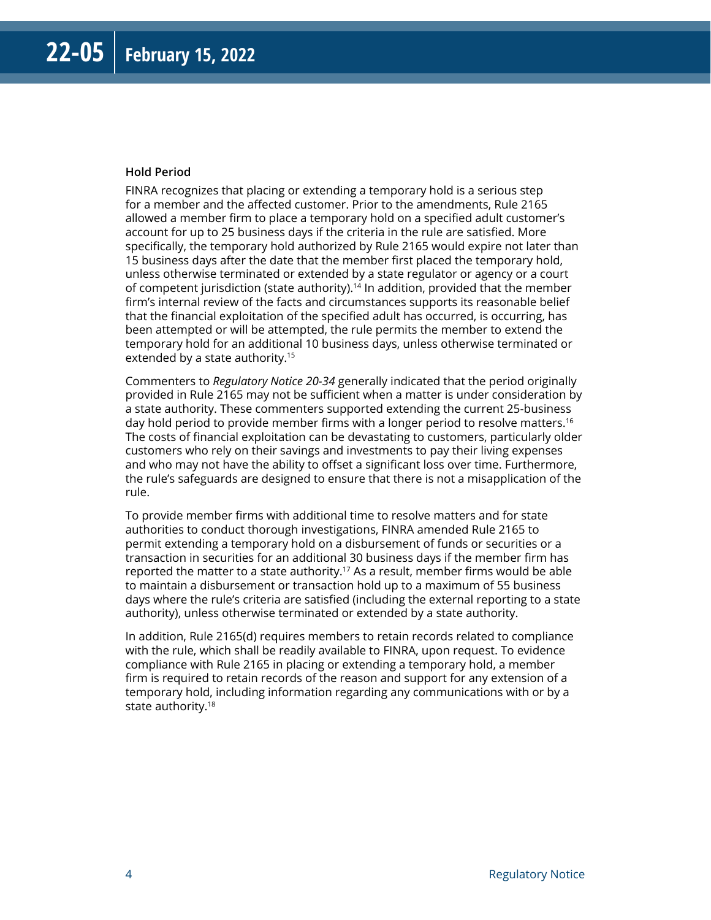### Hold Period

FINRA recognizes that placing or extending a temporary hold is a serious step for a member and the affected customer. Prior to the amendments, Rule 2165 allowed a member firm to place a temporary hold on a specified adult customer's account for up to 25 business days if the criteria in the rule are satisfied. More specifically, the temporary hold authorized by Rule 2165 would expire not later than 15 business days after the date that the member first placed the temporary hold, unless otherwise terminated or extended by a state regulator or agency or a court of competent jurisdiction (state authority).[14] In addition, provided that the member firm's internal review of the facts and circumstances supports its reasonable belief that the financial exploitation of the specified adult has occurred, is occurring, has been attempted or will be attempted, the rule permits the member to extend the temporary hold for an additional 10 business days, unless otherwise terminated or extended by a state authority.[15]

Commenters to *Regulatory Notice 20-34* generally indicated that the period originally provided in Rule 2165 may not be sufficient when a matter is under consideration by a state authority. These commenters supported extending the current 25-business day hold period to provide member firms with a longer period to resolve matters.[16] The costs of financial exploitation can be devastating to customers, particularly older customers who rely on their savings and investments to pay their living expenses and who may not have the ability to offset a significant loss over time. Furthermore, the rule's safeguards are designed to ensure that there is not a misapplication of the rule.

To provide member firms with additional time to resolve matters and for state authorities to conduct thorough investigations, FINRA amended Rule 2165 to permit extending a temporary hold on a disbursement of funds or securities or a transaction in securities for an additional 30 business days if the member firm has reported the matter to a state authority.[17] As a result, member firms would be able to maintain a disbursement or transaction hold up to a maximum of 55 business days where the rule's criteria are satisfied (including the external reporting to a state authority), unless otherwise terminated or extended by a state authority.

In addition, Rule 2165(d) requires members to retain records related to compliance with the rule, which shall be readily available to FINRA, upon request. To evidence compliance with Rule 2165 in placing or extending a temporary hold, a member firm is required to retain records of the reason and support for any extension of a temporary hold, including information regarding any communications with or by a state authority.[18]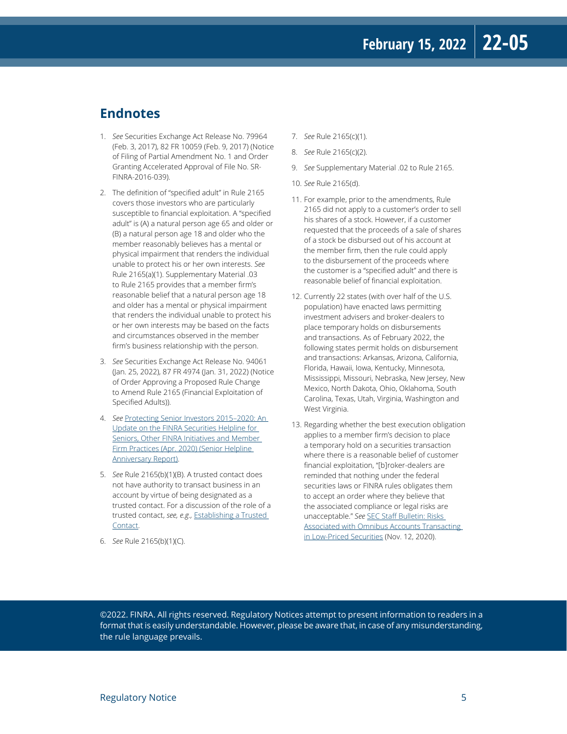## Endnotes

1. *See* Securities Exchange Act Release No. 79964 (Feb. 3, 2017), 82 FR 10059 (Feb. 9, 2017) (Notice of Filing of Partial Amendment No. 1 and Order Granting Accelerated Approval of File No. SR-FINRA-2016-039).

2. The definition of "specified adult" in Rule 2165 covers those investors who are particularly susceptible to financial exploitation. A "specified adult" is (A) a natural person age 65 and older or (B) a natural person age 18 and older who the member reasonably believes has a mental or physical impairment that renders the individual unable to protect his or her own interests. *See* Rule 2165(a)(1). Supplementary Material .03 to Rule 2165 provides that a member firm's reasonable belief that a natural person age 18 and older has a mental or physical impairment that renders the individual unable to protect his or her own interests may be based on the facts and circumstances observed in the member firm's business relationship with the person.

3. *See* Securities Exchange Act Release No. 94061 (Jan. 25, 2022), 87 FR 4974 (Jan. 31, 2022) (Notice of Order Approving a Proposed Rule Change to Amend Rule 2165 (Financial Exploitation of Specified Adults)).

4. *See* Protecting Senior Investors 2015–2020: An Update on the FINRA Securities Helpline for Seniors, Other FINRA Initiatives and Member Firm Practices (Apr. 2020) (Senior Helpline Anniversary Report).

5. *See* Rule 2165(b)(1)(B). A trusted contact does not have authority to transact business in an account by virtue of being designated as a trusted contact. For a discussion of the role of a trusted contact, *see, e.g.,* Establishing a Trusted Contact.

6. *See* Rule 2165(b)(1)(C).

7. *See* Rule 2165(c)(1).

8. *See* Rule 2165(c)(2).

9. *See* Supplementary Material .02 to Rule 2165.

10. *See* Rule 2165(d).

11. For example, prior to the amendments, Rule 2165 did not apply to a customer's order to sell his shares of a stock. However, if a customer requested that the proceeds of a sale of shares of a stock be disbursed out of his account at the member firm, then the rule could apply to the disbursement of the proceeds where the customer is a "specified adult" and there is reasonable belief of financial exploitation.

12. Currently 22 states (with over half of the U.S. population) have enacted laws permitting investment advisers and broker-dealers to place temporary holds on disbursements and transactions. As of February 2022, the following states permit holds on disbursement and transactions: Arkansas, Arizona, California, Florida, Hawaii, Iowa, Kentucky, Minnesota, Mississippi, Missouri, Nebraska, New Jersey, New Mexico, North Dakota, Ohio, Oklahoma, South Carolina, Texas, Utah, Virginia, Washington and West Virginia.

13. Regarding whether the best execution obligation applies to a member firm's decision to place a temporary hold on a securities transaction where there is a reasonable belief of customer financial exploitation, "[b]roker-dealers are reminded that nothing under the federal securities laws or FINRA rules obligates them to accept an order where they believe that the associated compliance or legal risks are unacceptable." *See* SEC Staff Bulletin: Risks Associated with Omnibus Accounts Transacting in Low-Priced Securities (Nov. 12, 2020).

©2022. FINRA. All rights reserved. Regulatory Notices attempt to present information to readers in a format that is easily understandable. However, please be aware that, in case of any misunderstanding, the rule language prevails.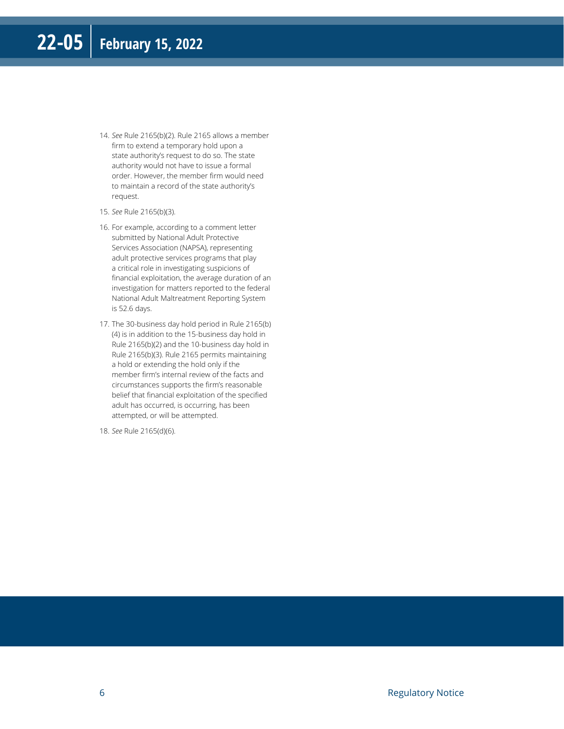14. *See* Rule 2165(b)(2). Rule 2165 allows a member firm to extend a temporary hold upon a state authority's request to do so. The state authority would not have to issue a formal order. However, the member firm would need to maintain a record of the state authority's request.

15. *See* Rule 2165(b)(3).

16. For example, according to a comment letter submitted by National Adult Protective Services Association (NAPSA), representing adult protective services programs that play a critical role in investigating suspicions of financial exploitation, the average duration of an investigation for matters reported to the federal National Adult Maltreatment Reporting System is 52.6 days.

17. The 30-business day hold period in Rule 2165(b)(4) is in addition to the 15-business day hold in Rule 2165(b)(2) and the 10-business day hold in Rule 2165(b)(3). Rule 2165 permits maintaining a hold or extending the hold only if the member firm's internal review of the facts and circumstances supports the firm's reasonable belief that financial exploitation of the specified adult has occurred, is occurring, has been attempted, or will be attempted.

18. *See* Rule 2165(d)(6).